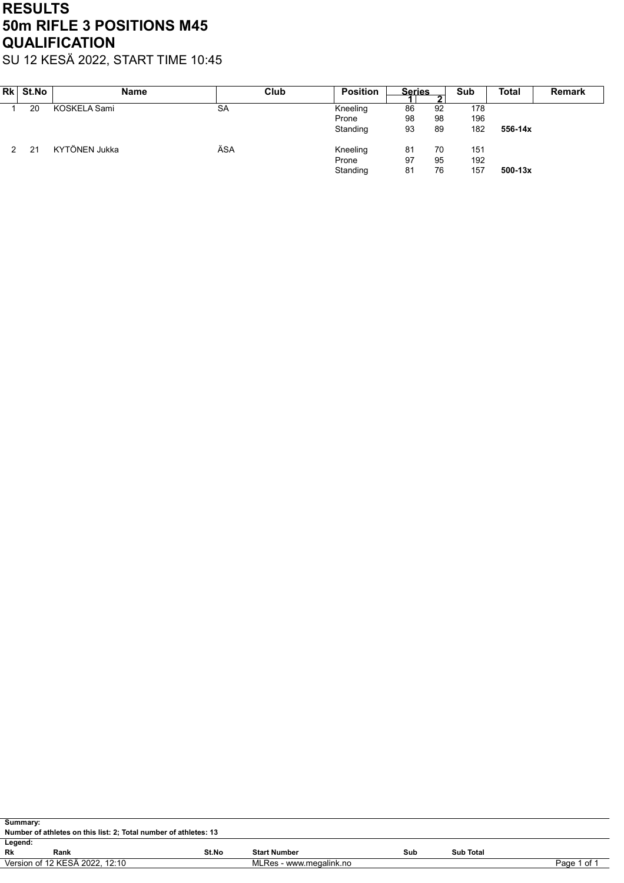# RESULTS
# 50m RIFLE 3 POSITIONS M45
# QUALIFICATION

SU 12 KESÄ 2022, START TIME 10:45

| Rk | St.No | Name | Club | Position | Series 1 | Series 2 | Sub | Total | Remark |
|---|---|---|---|---|---|---|---|---|---|
| 1 | 20 | KOSKELA Sami | SA | Kneeling | 86 | 92 | 178 | | |
| | | | | Prone | 98 | 98 | 196 | | |
| | | | | Standing | 93 | 89 | 182 | **556-14x** | |
| 2 | 21 | KYTÖNEN Jukka | ÄSA | Kneeling | 81 | 70 | 151 | | |
| | | | | Prone | 97 | 95 | 192 | | |
| | | | | Standing | 81 | 76 | 157 | **500-13x** | |

**Summary:**
**Number of athletes on this list: 2; Total number of athletes: 13**

**Legend:**

| Rk | Rank | St.No | Start Number | Sub | Sub Total |
|---|---|---|---|---|---|

Version of 12 KESÄ 2022, 12:10    MLRes - www.megalink.no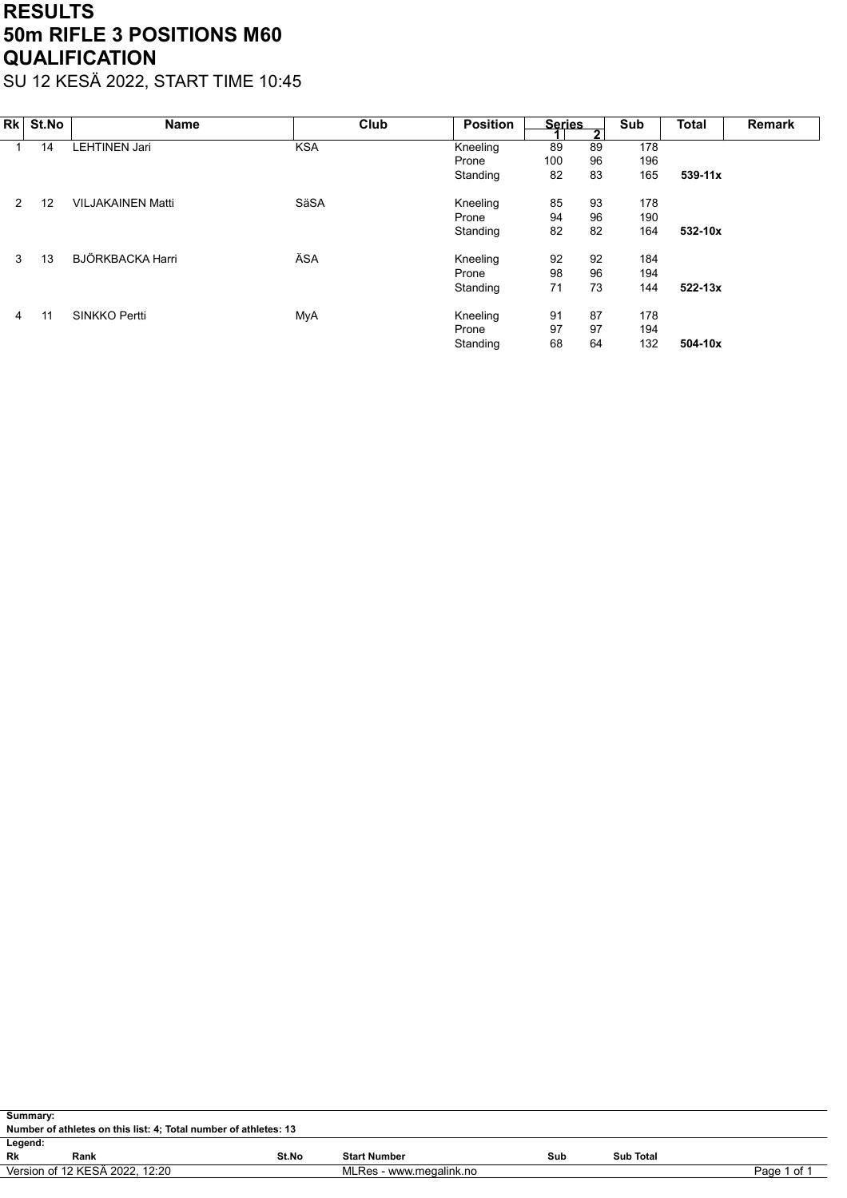# RESULTS
# 50m RIFLE 3 POSITIONS M60
# QUALIFICATION

SU 12 KESÄ 2022, START TIME 10:45

| Rk | St.No | Name | Club | Position | Series 1 | Series 2 | Sub | Total | Remark |
|---|---|---|---|---|---|---|---|---|---|
| 1 | 14 | LEHTINEN Jari | KSA | Kneeling | 89 | 89 | 178 | | |
| | | | | Prone | 100 | 96 | 196 | | |
| | | | | Standing | 82 | 83 | 165 | **539-11x** | |
| 2 | 12 | VILJAKAINEN Matti | SäSA | Kneeling | 85 | 93 | 178 | | |
| | | | | Prone | 94 | 96 | 190 | | |
| | | | | Standing | 82 | 82 | 164 | **532-10x** | |
| 3 | 13 | BJÖRKBACKA Harri | ÄSA | Kneeling | 92 | 92 | 184 | | |
| | | | | Prone | 98 | 96 | 194 | | |
| | | | | Standing | 71 | 73 | 144 | **522-13x** | |
| 4 | 11 | SINKKO Pertti | MyA | Kneeling | 91 | 87 | 178 | | |
| | | | | Prone | 97 | 97 | 194 | | |
| | | | | Standing | 68 | 64 | 132 | **504-10x** | |

**Summary:**
**Number of athletes on this list: 4; Total number of athletes: 13**

**Legend:**

| **Rk** | Rank | **St.No** | Start Number | **Sub** | Sub Total |
|---|---|---|---|---|---|

Version of 12 KESÄ 2022, 12:20 MLRes - www.megalink.no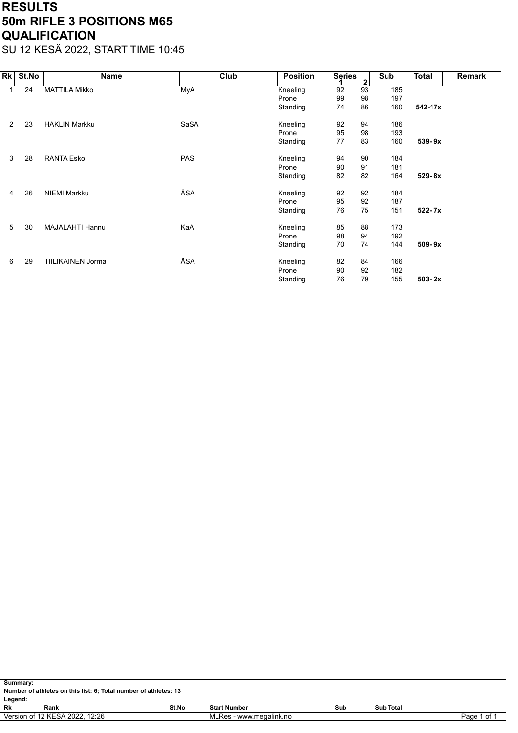# RESULTS
# 50m RIFLE 3 POSITIONS M65
# QUALIFICATION

SU 12 KESÄ 2022, START TIME 10:45

| Rk | St.No | Name | Club | Position | Series 1 | Series 2 | Sub | Total | Remark |
|---|---|---|---|---|---|---|---|---|---|
| 1 | 24 | MATTILA Mikko | MyA | Kneeling | 92 | 93 | 185 | | |
| | | | | Prone | 99 | 98 | 197 | | |
| | | | | Standing | 74 | 86 | 160 | **542-17x** | |
| 2 | 23 | HAKLIN Markku | SaSA | Kneeling | 92 | 94 | 186 | | |
| | | | | Prone | 95 | 98 | 193 | | |
| | | | | Standing | 77 | 83 | 160 | **539- 9x** | |
| 3 | 28 | RANTA Esko | PAS | Kneeling | 94 | 90 | 184 | | |
| | | | | Prone | 90 | 91 | 181 | | |
| | | | | Standing | 82 | 82 | 164 | **529- 8x** | |
| 4 | 26 | NIEMI Markku | ÄSA | Kneeling | 92 | 92 | 184 | | |
| | | | | Prone | 95 | 92 | 187 | | |
| | | | | Standing | 76 | 75 | 151 | **522- 7x** | |
| 5 | 30 | MAJALAHTI Hannu | KaA | Kneeling | 85 | 88 | 173 | | |
| | | | | Prone | 98 | 94 | 192 | | |
| | | | | Standing | 70 | 74 | 144 | **509- 9x** | |
| 6 | 29 | TIILIKAINEN Jorma | ÄSA | Kneeling | 82 | 84 | 166 | | |
| | | | | Prone | 90 | 92 | 182 | | |
| | | | | Standing | 76 | 79 | 155 | **503- 2x** | |

**Summary:**
**Number of athletes on this list: 6; Total number of athletes: 13**

**Legend:**

| Rk | Rank | St.No | Start Number | Sub | Sub Total |
|---|---|---|---|---|---|

Version of 12 KESÄ 2022, 12:26 MLRes - www.megalink.no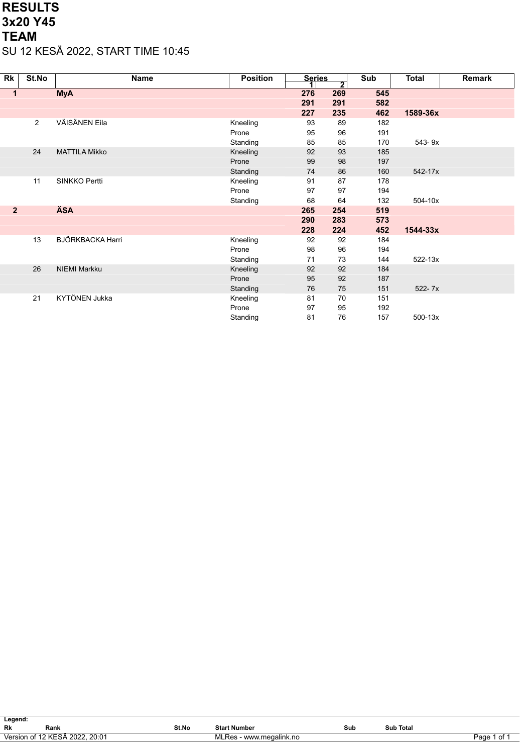# RESULTS
# 3x20 Y45
# TEAM

SU 12 KESÄ 2022, START TIME 10:45

| Rk | St.No | Name | Position | Series 1 | Series 2 | Sub | Total | Remark |
|---|---|---|---|---|---|---|---|---|
| **1** | | **MyA** | | **276** | **269** | **545** | | |
| | | | | **291** | **291** | **582** | | |
| | | | | **227** | **235** | **462** | **1589-36x** | |
| | 2 | VÄISÄNEN Eila | Kneeling | 93 | 89 | 182 | | |
| | | | Prone | 95 | 96 | 191 | | |
| | | | Standing | 85 | 85 | 170 | 543- 9x | |
| | 24 | MATTILA Mikko | Kneeling | 92 | 93 | 185 | | |
| | | | Prone | 99 | 98 | 197 | | |
| | | | Standing | 74 | 86 | 160 | 542-17x | |
| | 11 | SINKKO Pertti | Kneeling | 91 | 87 | 178 | | |
| | | | Prone | 97 | 97 | 194 | | |
| | | | Standing | 68 | 64 | 132 | 504-10x | |
| **2** | | **ÄSA** | | **265** | **254** | **519** | | |
| | | | | **290** | **283** | **573** | | |
| | | | | **228** | **224** | **452** | **1544-33x** | |
| | 13 | BJÖRKBACKA Harri | Kneeling | 92 | 92 | 184 | | |
| | | | Prone | 98 | 96 | 194 | | |
| | | | Standing | 71 | 73 | 144 | 522-13x | |
| | 26 | NIEMI Markku | Kneeling | 92 | 92 | 184 | | |
| | | | Prone | 95 | 92 | 187 | | |
| | | | Standing | 76 | 75 | 151 | 522- 7x | |
| | 21 | KYTÖNEN Jukka | Kneeling | 81 | 70 | 151 | | |
| | | | Prone | 97 | 95 | 192 | | |
| | | | Standing | 81 | 76 | 157 | 500-13x | |

**Legend:**

| Rk | Rank | St.No | Start Number | Sub | Sub Total |
|---|---|---|---|---|---|

Version of 12 KESÄ 2022, 20:01 — MLRes - www.megalink.no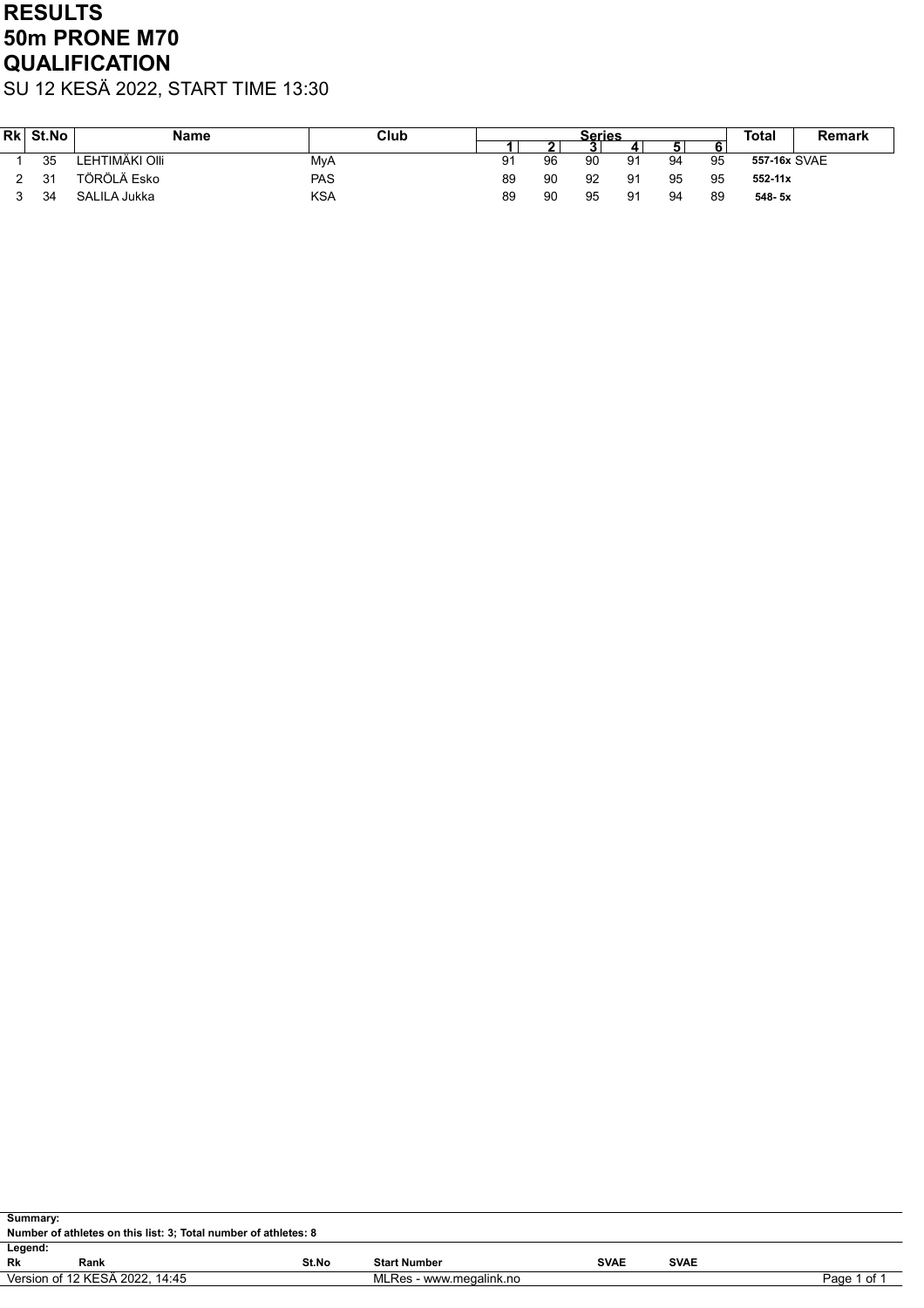# RESULTS
# 50m PRONE M70
# QUALIFICATION

SU 12 KESÄ 2022, START TIME 13:30

| Rk | St.No | Name | Club | Series | | | | | | Total | Remark |
|---|---|---|---|---|---|---|---|---|---|---|---|
| | | | | 1 | 2 | 3 | 4 | 5 | 6 | | |
| 1 | 35 | LEHTIMÄKI Olli | MyA | 91 | 96 | 90 | 91 | 94 | 95 | **557-16x** | SVAE |
| 2 | 31 | TÖRÖLÄ Esko | PAS | 89 | 90 | 92 | 91 | 95 | 95 | **552-11x** | |
| 3 | 34 | SALILA Jukka | KSA | 89 | 90 | 95 | 91 | 94 | 89 | **548- 5x** | |

**Summary:**

**Number of athletes on this list: 3; Total number of athletes: 8**

**Legend:**

| | | | | | |
|---|---|---|---|---|---|
| **Rk** | **Rank** | **St.No** | **Start Number** | **SVAE** | **SVAE** |

Version of 12 KESÄ 2022, 14:45 — MLRes - www.megalink.no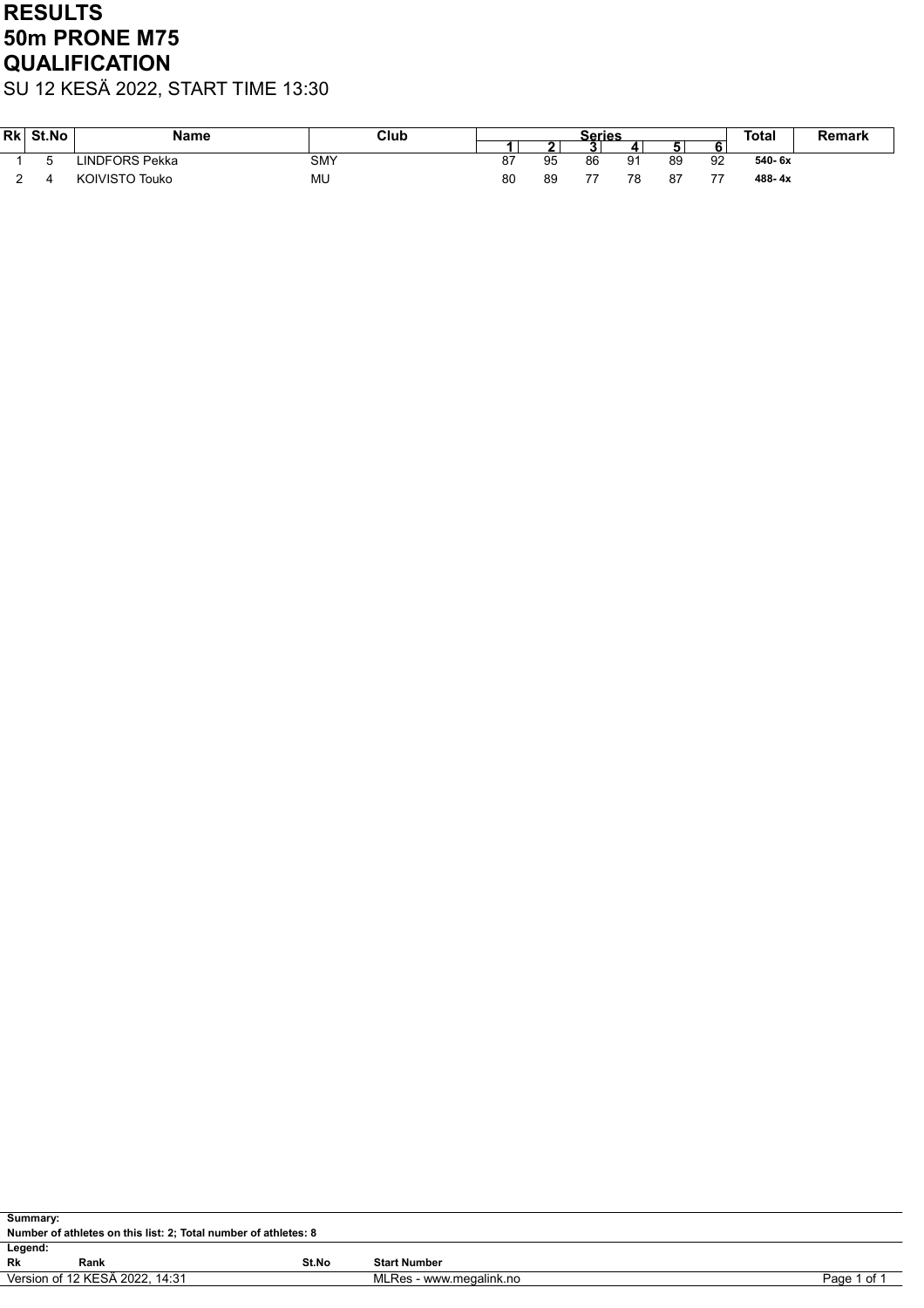# RESULTS
# 50m PRONE M75
# QUALIFICATION

SU 12 KESÄ 2022, START TIME 13:30

| Rk | St.No | Name | Club | Series | | | | | | Total | Remark |
|---|---|---|---|---|---|---|---|---|---|---|---|
| | | | | 1 | 2 | 3 | 4 | 5 | 6 | | |
| 1 | 5 | LINDFORS Pekka | SMY | 87 | 95 | 86 | 91 | 89 | 92 | **540- 6x** | |
| 2 | 4 | KOIVISTO Touko | MU | 80 | 89 | 77 | 78 | 87 | 77 | **488- 4x** | |

**Summary:**
**Number of athletes on this list: 2; Total number of athletes: 8**

**Legend:**

| | | | |
|---|---|---|---|
| **Rk** | **Rank** | **St.No** | **Start Number** |

Version of 12 KESÄ 2022, 14:31 — MLRes - www.megalink.no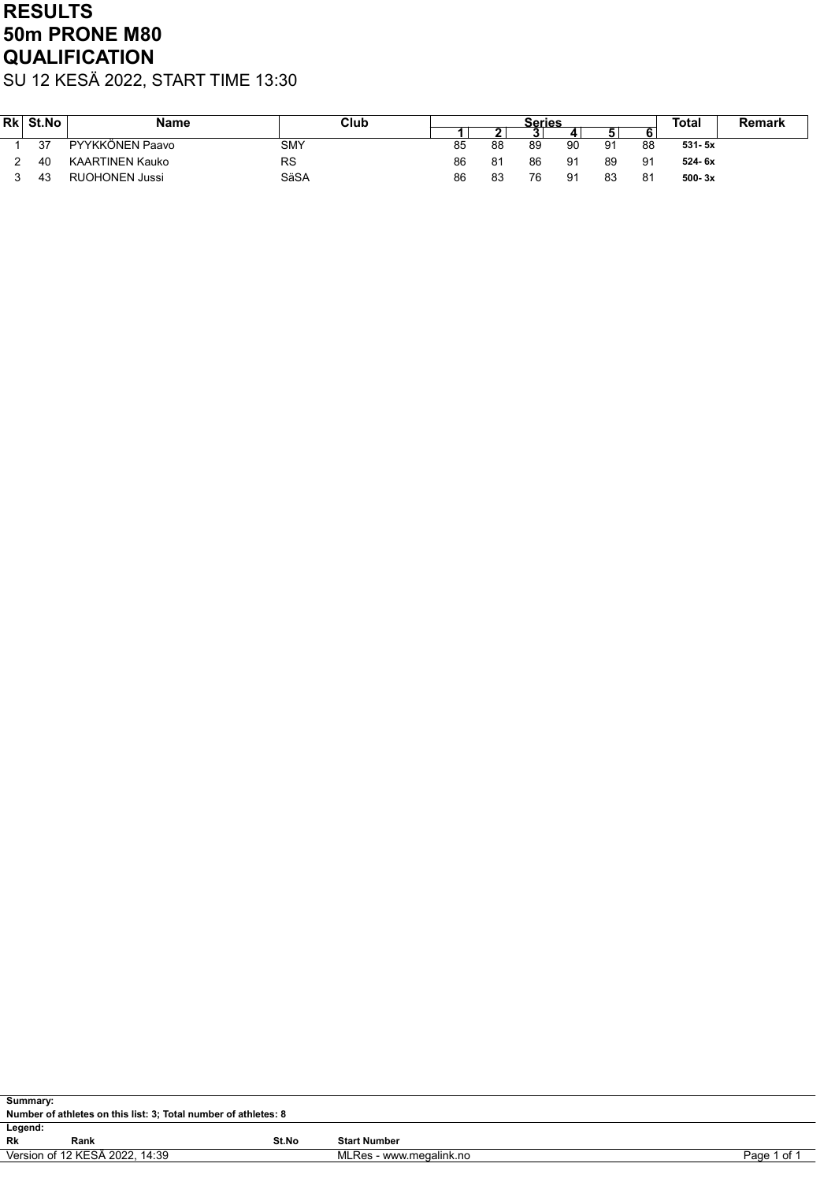# RESULTS
# 50m PRONE M80
# QUALIFICATION

SU 12 KESÄ 2022, START TIME 13:30

| Rk | St.No | Name | Club | Series | | | | | | Total | Remark |
|---|---|---|---|---|---|---|---|---|---|---|---|
| | | | | 1 | 2 | 3 | 4 | 5 | 6 | | |
| 1 | 37 | PYYKKÖNEN Paavo | SMY | 85 | 88 | 89 | 90 | 91 | 88 | **531- 5x** | |
| 2 | 40 | KAARTINEN Kauko | RS | 86 | 81 | 86 | 91 | 89 | 91 | **524- 6x** | |
| 3 | 43 | RUOHONEN Jussi | SäSA | 86 | 83 | 76 | 91 | 83 | 81 | **500- 3x** | |

**Summary:**

**Number of athletes on this list: 3; Total number of athletes: 8**

**Legend:**

| | | | |
|---|---|---|---|
| **Rk** | **Rank** | **St.No** | **Start Number** |

Version of 12 KESÄ 2022, 14:39 | MLRes - www.megalink.no